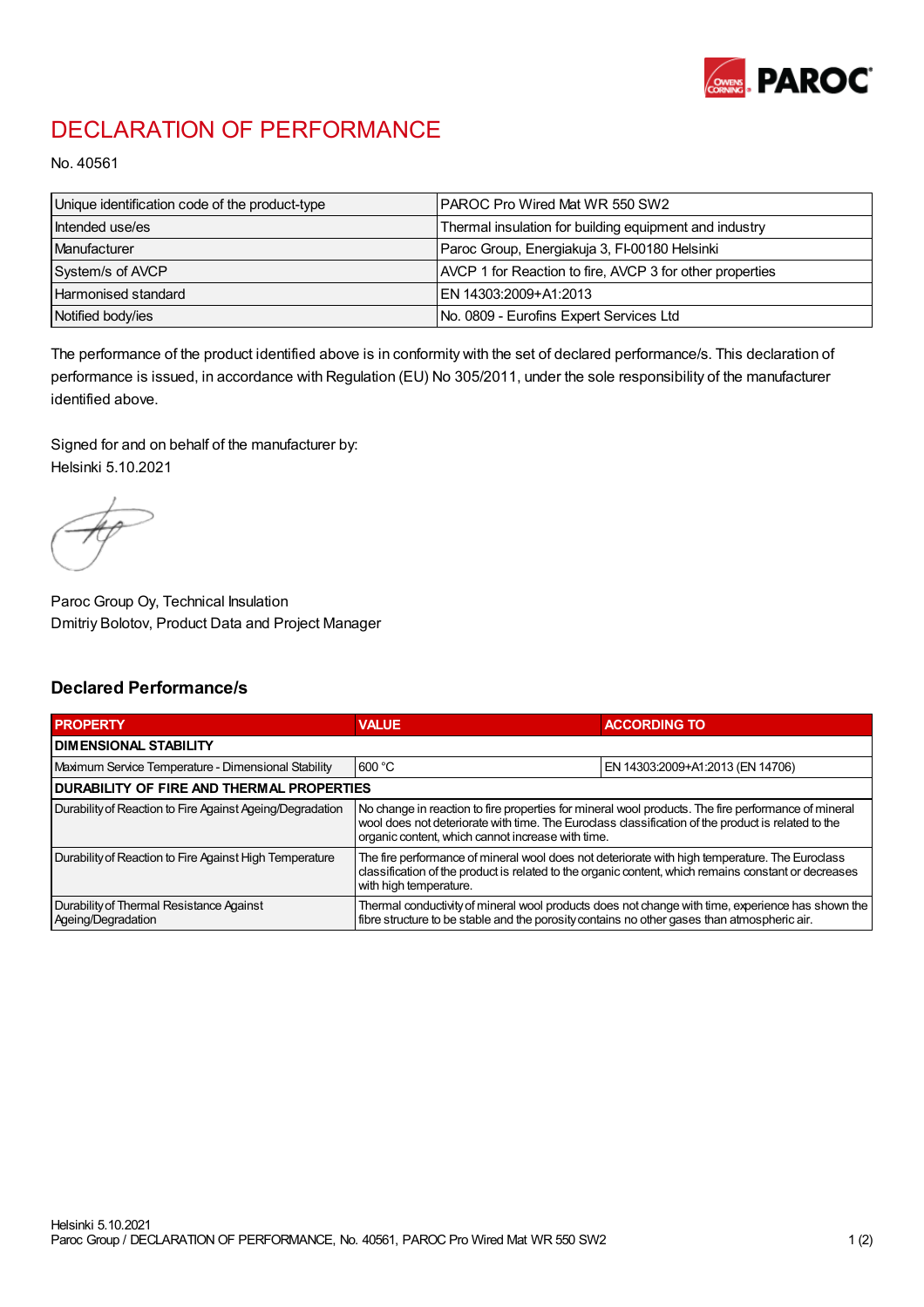# DECLARATION OF PERFORMANCE

No. 40561

| Unique identification code of the product-type | PAROC Pro Wired Mat WR 550 SW2 |
|---|---|
| Intended use/es | Thermal insulation for building equipment and industry |
| Manufacturer | Paroc Group, Energiakuja 3, FI-00180 Helsinki |
| System/s of AVCP | AVCP 1 for Reaction to fire, AVCP 3 for other properties |
| Harmonised standard | EN 14303:2009+A1:2013 |
| Notified body/ies | No. 0809 - Eurofins Expert Services Ltd |

The performance of the product identified above is in conformity with the set of declared performance/s. This declaration of performance is issued, in accordance with Regulation (EU) No 305/2011, under the sole responsibility of the manufacturer identified above.

Signed for and on behalf of the manufacturer by:
Helsinki 5.10.2021

Paroc Group Oy, Technical Insulation
Dmitriy Bolotov, Product Data and Project Manager

## Declared Performance/s

| PROPERTY | VALUE | ACCORDING TO |
|---|---|---|
| **DIMENSIONAL STABILITY** | | |
| Maximum Service Temperature - Dimensional Stability | 600 °C | EN 14303:2009+A1:2013 (EN 14706) |
| **DURABILITY OF FIRE AND THERMAL PROPERTIES** | | |
| Durability of Reaction to Fire Against Ageing/Degradation | No change in reaction to fire properties for mineral wool products. The fire performance of mineral wool does not deteriorate with time. The Euroclass classification of the product is related to the organic content, which cannot increase with time. | |
| Durability of Reaction to Fire Against High Temperature | The fire performance of mineral wool does not deteriorate with high temperature. The Euroclass classification of the product is related to the organic content, which remains constant or decreases with high temperature. | |
| Durability of Thermal Resistance Against Ageing/Degradation | Thermal conductivity of mineral wool products does not change with time, experience has shown the fibre structure to be stable and the porosity contains no other gases than atmospheric air. | |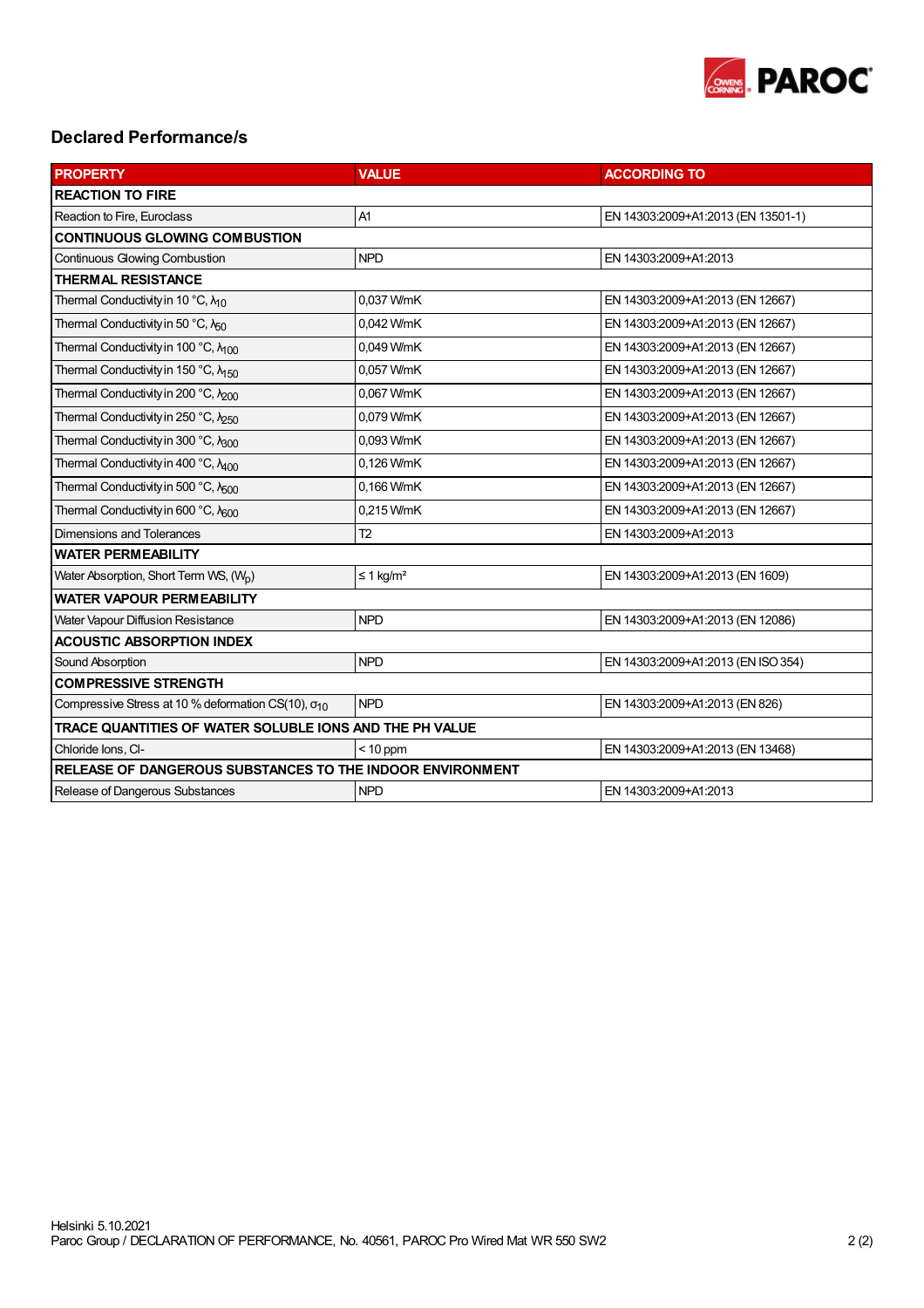## Declared Performance/s

| PROPERTY | VALUE | ACCORDING TO |
| --- | --- | --- |
| **REACTION TO FIRE** | | |
| Reaction to Fire, Euroclass | A1 | EN 14303:2009+A1:2013 (EN 13501-1) |
| **CONTINUOUS GLOWING COMBUSTION** | | |
| Continuous Glowing Combustion | NPD | EN 14303:2009+A1:2013 |
| **THERMAL RESISTANCE** | | |
| Thermal Conductivity in 10 °C, $\lambda_{10}$ | 0,037 W/mK | EN 14303:2009+A1:2013 (EN 12667) |
| Thermal Conductivity in 50 °C, $\lambda_{50}$ | 0,042 W/mK | EN 14303:2009+A1:2013 (EN 12667) |
| Thermal Conductivity in 100 °C, $\lambda_{100}$ | 0,049 W/mK | EN 14303:2009+A1:2013 (EN 12667) |
| Thermal Conductivity in 150 °C, $\lambda_{150}$ | 0,057 W/mK | EN 14303:2009+A1:2013 (EN 12667) |
| Thermal Conductivity in 200 °C, $\lambda_{200}$ | 0,067 W/mK | EN 14303:2009+A1:2013 (EN 12667) |
| Thermal Conductivity in 250 °C, $\lambda_{250}$ | 0,079 W/mK | EN 14303:2009+A1:2013 (EN 12667) |
| Thermal Conductivity in 300 °C, $\lambda_{300}$ | 0,093 W/mK | EN 14303:2009+A1:2013 (EN 12667) |
| Thermal Conductivity in 400 °C, $\lambda_{400}$ | 0,126 W/mK | EN 14303:2009+A1:2013 (EN 12667) |
| Thermal Conductivity in 500 °C, $\lambda_{500}$ | 0,166 W/mK | EN 14303:2009+A1:2013 (EN 12667) |
| Thermal Conductivity in 600 °C, $\lambda_{600}$ | 0,215 W/mK | EN 14303:2009+A1:2013 (EN 12667) |
| Dimensions and Tolerances | T2 | EN 14303:2009+A1:2013 |
| **WATER PERMEABILITY** | | |
| Water Absorption, Short Term WS, ($W_p$) | ≤ 1 kg/m² | EN 14303:2009+A1:2013 (EN 1609) |
| **WATER VAPOUR PERMEABILITY** | | |
| Water Vapour Diffusion Resistance | NPD | EN 14303:2009+A1:2013 (EN 12086) |
| **ACOUSTIC ABSORPTION INDEX** | | |
| Sound Absorption | NPD | EN 14303:2009+A1:2013 (EN ISO 354) |
| **COMPRESSIVE STRENGTH** | | |
| Compressive Stress at 10 % deformation CS(10), $\sigma_{10}$ | NPD | EN 14303:2009+A1:2013 (EN 826) |
| **TRACE QUANTITIES OF WATER SOLUBLE IONS AND THE PH VALUE** | | |
| Chloride Ions, Cl- | < 10 ppm | EN 14303:2009+A1:2013 (EN 13468) |
| **RELEASE OF DANGEROUS SUBSTANCES TO THE INDOOR ENVIRONMENT** | | |
| Release of Dangerous Substances | NPD | EN 14303:2009+A1:2013 |

Helsinki 5.10.2021
Paroc Group / DECLARATION OF PERFORMANCE, No. 40561, PAROC Pro Wired Mat WR 550 SW2